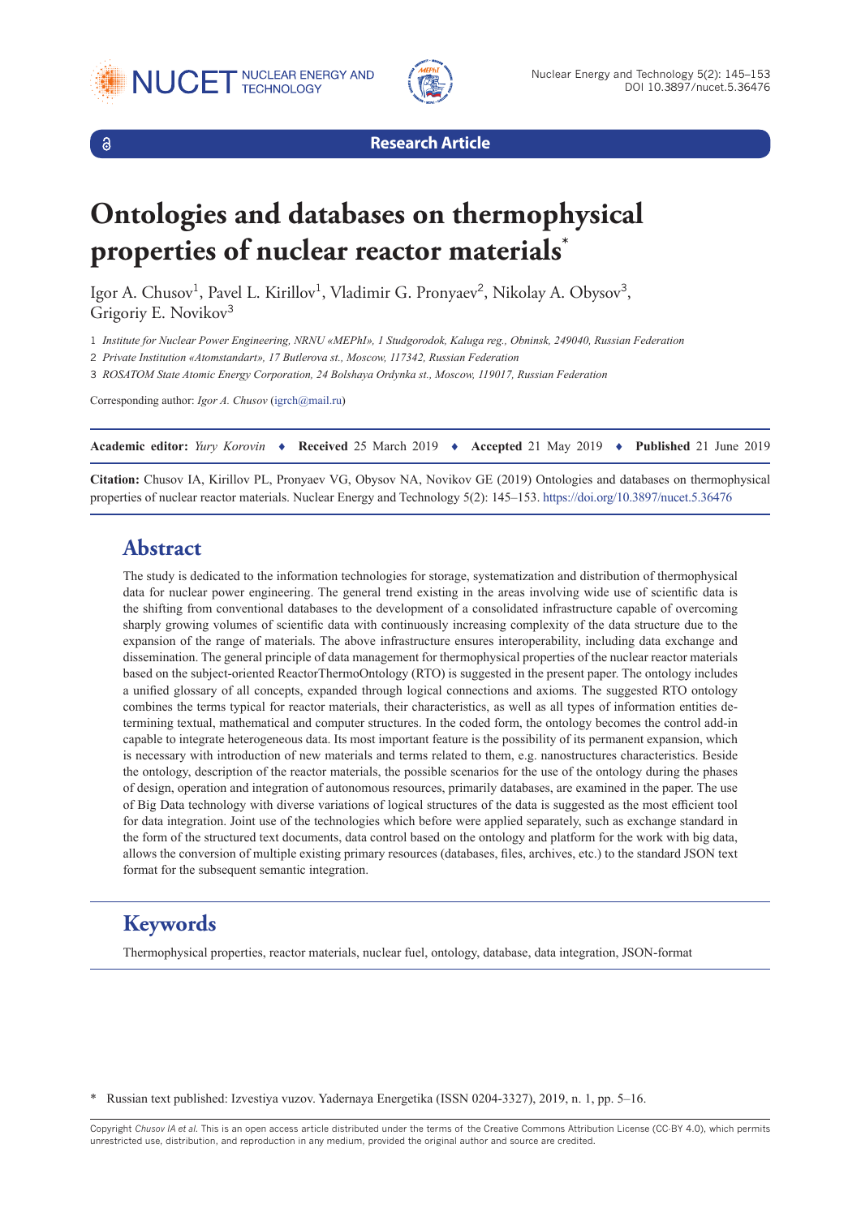Research Article

# Ontologies and databases on thermophysical properties of nuclear reactor materials*

Igor A. Chusov[1], Pavel L. Kirillov[1], Vladimir G. Pronyaev[2], Nikolay A. Obysov[3], Grigoriy E. Novikov[3]

1 *Institute for Nuclear Power Engineering, NRNU «MEPhI», 1 Studgorodok, Kaluga reg., Obninsk, 249040, Russian Federation*

2 *Private Institution «Atomstandart», 17 Butlerova st., Moscow, 117342, Russian Federation*

3 *ROSATOM State Atomic Energy Corporation, 24 Bolshaya Ordynka st., Moscow, 119017, Russian Federation*

Corresponding author: *Igor A. Chusov* (igrch@mail.ru)

**Academic editor:** *Yury Korovin* ♦ **Received** 25 March 2019 ♦ **Accepted** 21 May 2019 ♦ **Published** 21 June 2019

**Citation:** Chusov IA, Kirillov PL, Pronyaev VG, Obysov NA, Novikov GE (2019) Ontologies and databases on thermophysical properties of nuclear reactor materials. Nuclear Energy and Technology 5(2): 145–153. https://doi.org/10.3897/nucet.5.36476

## Abstract

The study is dedicated to the information technologies for storage, systematization and distribution of thermophysical data for nuclear power engineering. The general trend existing in the areas involving wide use of scientific data is the shifting from conventional databases to the development of a consolidated infrastructure capable of overcoming sharply growing volumes of scientific data with continuously increasing complexity of the data structure due to the expansion of the range of materials. The above infrastructure ensures interoperability, including data exchange and dissemination. The general principle of data management for thermophysical properties of the nuclear reactor materials based on the subject-oriented ReactorThermoOntology (RTO) is suggested in the present paper. The ontology includes a unified glossary of all concepts, expanded through logical connections and axioms. The suggested RTO ontology combines the terms typical for reactor materials, their characteristics, as well as all types of information entities determining textual, mathematical and computer structures. In the coded form, the ontology becomes the control add-in capable to integrate heterogeneous data. Its most important feature is the possibility of its permanent expansion, which is necessary with introduction of new materials and terms related to them, e.g. nanostructures characteristics. Beside the ontology, description of the reactor materials, the possible scenarios for the use of the ontology during the phases of design, operation and integration of autonomous resources, primarily databases, are examined in the paper. The use of Big Data technology with diverse variations of logical structures of the data is suggested as the most efficient tool for data integration. Joint use of the technologies which before were applied separately, such as exchange standard in the form of the structured text documents, data control based on the ontology and platform for the work with big data, allows the conversion of multiple existing primary resources (databases, files, archives, etc.) to the standard JSON text format for the subsequent semantic integration.

## Keywords

Thermophysical properties, reactor materials, nuclear fuel, ontology, database, data integration, JSON-format

\* Russian text published: Izvestiya vuzov. Yadernaya Energetika (ISSN 0204-3327), 2019, n. 1, pp. 5–16.

Copyright *Chusov IA et al.* This is an open access article distributed under the terms of the Creative Commons Attribution License (CC-BY 4.0), which permits unrestricted use, distribution, and reproduction in any medium, provided the original author and source are credited.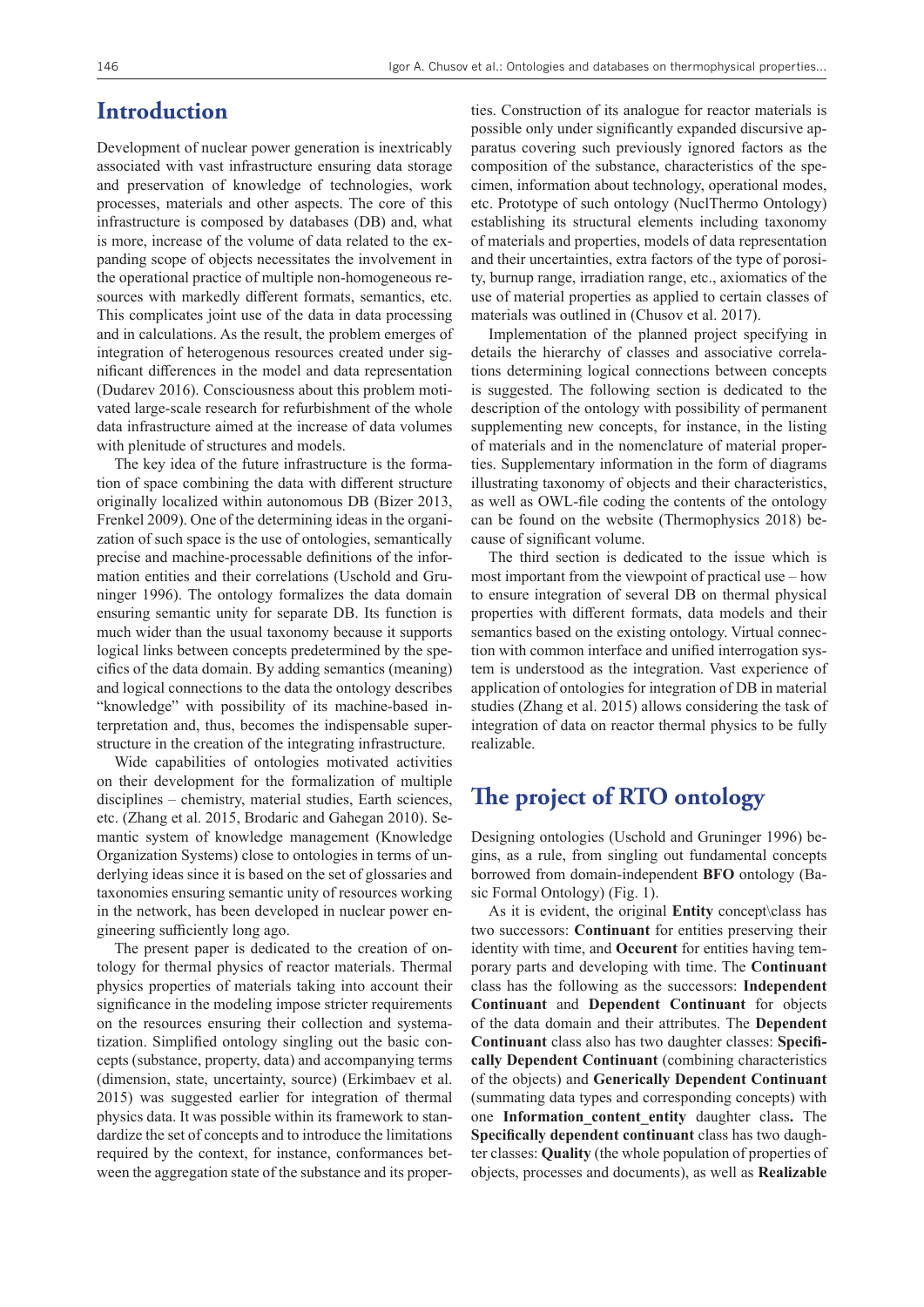## Introduction

Development of nuclear power generation is inextricably associated with vast infrastructure ensuring data storage and preservation of knowledge of technologies, work processes, materials and other aspects. The core of this infrastructure is composed by databases (DB) and, what is more, increase of the volume of data related to the expanding scope of objects necessitates the involvement in the operational practice of multiple non-homogeneous resources with markedly different formats, semantics, etc. This complicates joint use of the data in data processing and in calculations. As the result, the problem emerges of integration of heterogenous resources created under significant differences in the model and data representation (Dudarev 2016). Consciousness about this problem motivated large-scale research for refurbishment of the whole data infrastructure aimed at the increase of data volumes with plenitude of structures and models.

The key idea of the future infrastructure is the formation of space combining the data with different structure originally localized within autonomous DB (Bizer 2013, Frenkel 2009). One of the determining ideas in the organization of such space is the use of ontologies, semantically precise and machine-processable definitions of the information entities and their correlations (Uschold and Gruninger 1996). The ontology formalizes the data domain ensuring semantic unity for separate DB. Its function is much wider than the usual taxonomy because it supports logical links between concepts predetermined by the specifics of the data domain. By adding semantics (meaning) and logical connections to the data the ontology describes "knowledge" with possibility of its machine-based interpretation and, thus, becomes the indispensable superstructure in the creation of the integrating infrastructure.

Wide capabilities of ontologies motivated activities on their development for the formalization of multiple disciplines – chemistry, material studies, Earth sciences, etc. (Zhang et al. 2015, Brodaric and Gahegan 2010). Semantic system of knowledge management (Knowledge Organization Systems) close to ontologies in terms of underlying ideas since it is based on the set of glossaries and taxonomies ensuring semantic unity of resources working in the network, has been developed in nuclear power engineering sufficiently long ago.

The present paper is dedicated to the creation of ontology for thermal physics of reactor materials. Thermal physics properties of materials taking into account their significance in the modeling impose stricter requirements on the resources ensuring their collection and systematization. Simplified ontology singling out the basic concepts (substance, property, data) and accompanying terms (dimension, state, uncertainty, source) (Erkimbaev et al. 2015) was suggested earlier for integration of thermal physics data. It was possible within its framework to standardize the set of concepts and to introduce the limitations required by the context, for instance, conformances between the aggregation state of the substance and its properties. Construction of its analogue for reactor materials is possible only under significantly expanded discursive apparatus covering such previously ignored factors as the composition of the substance, characteristics of the specimen, information about technology, operational modes, etc. Prototype of such ontology (NuclThermo Ontology) establishing its structural elements including taxonomy of materials and properties, models of data representation and their uncertainties, extra factors of the type of porosity, burnup range, irradiation range, etc., axiomatics of the use of material properties as applied to certain classes of materials was outlined in (Chusov et al. 2017).

Implementation of the planned project specifying in details the hierarchy of classes and associative correlations determining logical connections between concepts is suggested. The following section is dedicated to the description of the ontology with possibility of permanent supplementing new concepts, for instance, in the listing of materials and in the nomenclature of material properties. Supplementary information in the form of diagrams illustrating taxonomy of objects and their characteristics, as well as OWL-file coding the contents of the ontology can be found on the website (Thermophysics 2018) because of significant volume.

The third section is dedicated to the issue which is most important from the viewpoint of practical use – how to ensure integration of several DB on thermal physical properties with different formats, data models and their semantics based on the existing ontology. Virtual connection with common interface and unified interrogation system is understood as the integration. Vast experience of application of ontologies for integration of DB in material studies (Zhang et al. 2015) allows considering the task of integration of data on reactor thermal physics to be fully realizable.

## The project of RTO ontology

Designing ontologies (Uschold and Gruninger 1996) begins, as a rule, from singling out fundamental concepts borrowed from domain-independent **BFO** ontology (Basic Formal Ontology) (Fig. 1).

As it is evident, the original **Entity** concept\class has two successors: **Continuant** for entities preserving their identity with time, and **Occurent** for entities having temporary parts and developing with time. The **Continuant** class has the following as the successors: **Independent Continuant** and **Dependent Continuant** for objects of the data domain and their attributes. The **Dependent Continuant** class also has two daughter classes: **Specifically Dependent Continuant** (combining characteristics of the objects) and **Generically Dependent Continuant** (summating data types and corresponding concepts) with one **Information_content_entity** daughter class**.** The **Specifically dependent continuant** class has two daughter classes: **Quality** (the whole population of properties of objects, processes and documents), as well as **Realizable**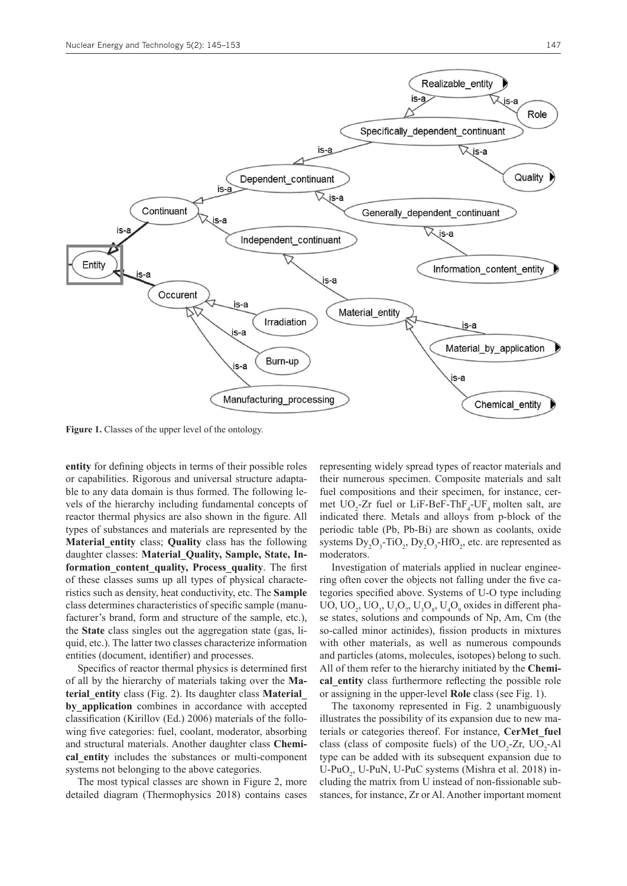**Figure 1.** Classes of the upper level of the ontology.

**entity** for defining objects in terms of their possible roles or capabilities. Rigorous and universal structure adaptable to any data domain is thus formed. The following levels of the hierarchy including fundamental concepts of reactor thermal physics are also shown in the figure. All types of substances and materials are represented by the **Material_entity** class; **Quality** class has the following daughter classes: **Material_Quality, Sample, State, Information_content_quality, Process_quality**. The first of these classes sums up all types of physical characteristics such as density, heat conductivity, etc. The **Sample** class determines characteristics of specific sample (manufacturer's brand, form and structure of the sample, etc.), the **State** class singles out the aggregation state (gas, liquid, etc.). The latter two classes characterize information entities (document, identifier) and processes.

Specifics of reactor thermal physics is determined first of all by the hierarchy of materials taking over the **Material_entity** class (Fig. 2). Its daughter class **Material_by_application** combines in accordance with accepted classification (Kirillov (Ed.) 2006) materials of the following five categories: fuel, coolant, moderator, absorbing and structural materials. Another daughter class **Chemical_entity** includes the substances or multi-component systems not belonging to the above categories.

The most typical classes are shown in Figure 2, more detailed diagram (Thermophysics 2018) contains cases representing widely spread types of reactor materials and their numerous specimen. Composite materials and salt fuel compositions and their specimen, for instance, cermet $UO_2$-Zr fuel or LiF-BeF-$ThF_4$-$UF_4$ molten salt, are indicated there. Metals and alloys from p-block of the periodic table (Pb, Pb-Bi) are shown as coolants, oxide systems $Dy_2O_3$-$TiO_2$, $Dy_2O_3$-$HfO_2$, etc. are represented as moderators.

Investigation of materials applied in nuclear engineering often cover the objects not falling under the five categories specified above. Systems of U-O type including UO, $UO_2$, $UO_3$, $U_3O_7$, $U_3O_8$, $U_4O_9$ oxides in different phase states, solutions and compounds of Np, Am, Cm (the so-called minor actinides), fission products in mixtures with other materials, as well as numerous compounds and particles (atoms, molecules, isotopes) belong to such. All of them refer to the hierarchy initiated by the **Chemical_entity** class furthermore reflecting the possible role or assigning in the upper-level **Role** class (see Fig. 1).

The taxonomy represented in Fig. 2 unambiguously illustrates the possibility of its expansion due to new materials or categories thereof. For instance, **CerMet_fuel** class (class of composite fuels) of the $UO_2$-Zr, $UO_2$-Al type can be added with its subsequent expansion due to U-$PuO_2$, U-PuN, U-PuC systems (Mishra et al. 2018) including the matrix from U instead of non-fissionable substances, for instance, Zr or Al. Another important moment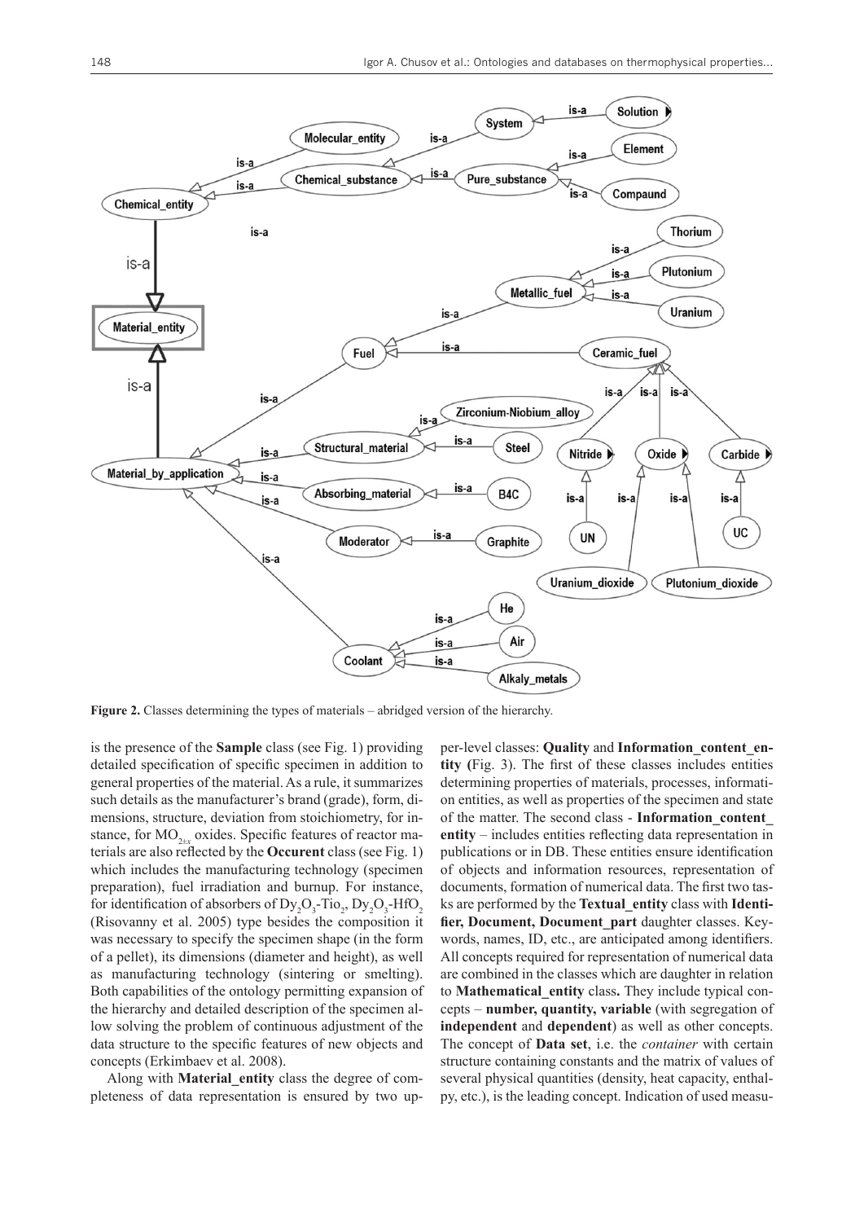**Figure 2.** Classes determining the types of materials – abridged version of the hierarchy.

is the presence of the **Sample** class (see Fig. 1) providing detailed specification of specific specimen in addition to general properties of the material. As a rule, it summarizes such details as the manufacturer's brand (grade), form, dimensions, structure, deviation from stoichiometry, for instance, for $MO_{2\pm x}$ oxides. Specific features of reactor materials are also reflected by the **Occurent** class (see Fig. 1) which includes the manufacturing technology (specimen preparation), fuel irradiation and burnup. For instance, for identification of absorbers of $Dy_2O_3$-$Tio_2$, $Dy_2O_3$-$HfO_2$ (Risovanny et al. 2005) type besides the composition it was necessary to specify the specimen shape (in the form of a pellet), its dimensions (diameter and height), as well as manufacturing technology (sintering or smelting). Both capabilities of the ontology permitting expansion of the hierarchy and detailed description of the specimen allow solving the problem of continuous adjustment of the data structure to the specific features of new objects and concepts (Erkimbaev et al. 2008).

Along with **Material_entity** class the degree of completeness of data representation is ensured by two upper-level classes: **Quality** and **Information_content_entity (**Fig. 3). The first of these classes includes entities determining properties of materials, processes, information entities, as well as properties of the specimen and state of the matter. The second class - **Information_content_entity** – includes entities reflecting data representation in publications or in DB. These entities ensure identification of objects and information resources, representation of documents, formation of numerical data. The first two tasks are performed by the **Textual_entity** class with **Identifier, Document, Document_part** daughter classes. Keywords, names, ID, etc., are anticipated among identifiers. All concepts required for representation of numerical data are combined in the classes which are daughter in relation to **Mathematical_entity** class**.** They include typical concepts – **number, quantity, variable** (with segregation of **independent** and **dependent**) as well as other concepts. The concept of **Data set**, i.e. the *container* with certain structure containing constants and the matrix of values of several physical quantities (density, heat capacity, enthalpy, etc.), is the leading concept. Indication of used measu-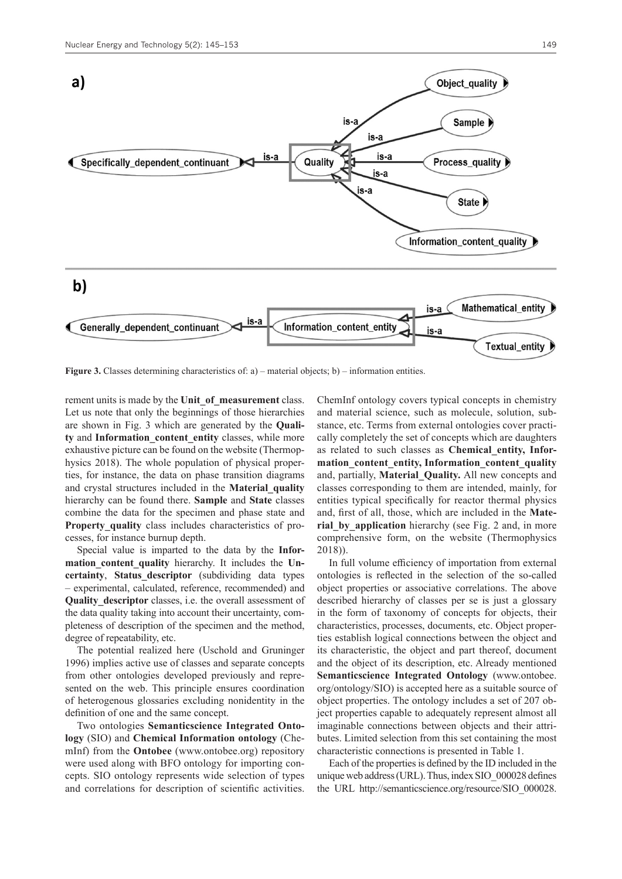**Figure 3.** Classes determining characteristics of: a) – material objects; b) – information entities.

rement units is made by the **Unit_of_measurement** class. Let us note that only the beginnings of those hierarchies are shown in Fig. 3 which are generated by the **Quality** and **Information_content_entity** classes, while more exhaustive picture can be found on the website (Thermophysics 2018). The whole population of physical properties, for instance, the data on phase transition diagrams and crystal structures included in the **Material_quality** hierarchy can be found there. **Sample** and **State** classes combine the data for the specimen and phase state and **Property_quality** class includes characteristics of processes, for instance burnup depth.

Special value is imparted to the data by the **Information_content_quality** hierarchy. It includes the **Uncertainty**, **Status_descriptor** (subdividing data types – experimental, calculated, reference, recommended) and **Quality_descriptor** classes, i.e. the overall assessment of the data quality taking into account their uncertainty, completeness of description of the specimen and the method, degree of repeatability, etc.

The potential realized here (Uschold and Gruninger 1996) implies active use of classes and separate concepts from other ontologies developed previously and represented on the web. This principle ensures coordination of heterogenous glossaries excluding nonidentity in the definition of one and the same concept.

Two ontologies **Semanticscience Integrated Ontology** (SIO) and **Chemical Information ontology** (ChemInf) from the **Ontobee** (www.ontobee.org) repository were used along with BFO ontology for importing concepts. SIO ontology represents wide selection of types and correlations for description of scientific activities. ChemInf ontology covers typical concepts in chemistry and material science, such as molecule, solution, substance, etc. Terms from external ontologies cover practically completely the set of concepts which are daughters as related to such classes as **Chemical_entity, Information_content_entity, Information_content_quality** and, partially, **Material_Quality.** All new concepts and classes corresponding to them are intended, mainly, for entities typical specifically for reactor thermal physics and, first of all, those, which are included in the **Material_by_application** hierarchy (see Fig. 2 and, in more comprehensive form, on the website (Thermophysics 2018)).

In full volume efficiency of importation from external ontologies is reflected in the selection of the so-called object properties or associative correlations. The above described hierarchy of classes per se is just a glossary in the form of taxonomy of concepts for objects, their characteristics, processes, documents, etc. Object properties establish logical connections between the object and its characteristic, the object and part thereof, document and the object of its description, etc. Already mentioned **Semanticscience Integrated Ontology** (www.ontobee.org/ontology/SIO) is accepted here as a suitable source of object properties. The ontology includes a set of 207 object properties capable to adequately represent almost all imaginable connections between objects and their attributes. Limited selection from this set containing the most characteristic connections is presented in Table 1.

Each of the properties is defined by the ID included in the unique web address (URL). Thus, index SIO_000028 defines the URL http://semanticscience.org/resource/SIO_000028.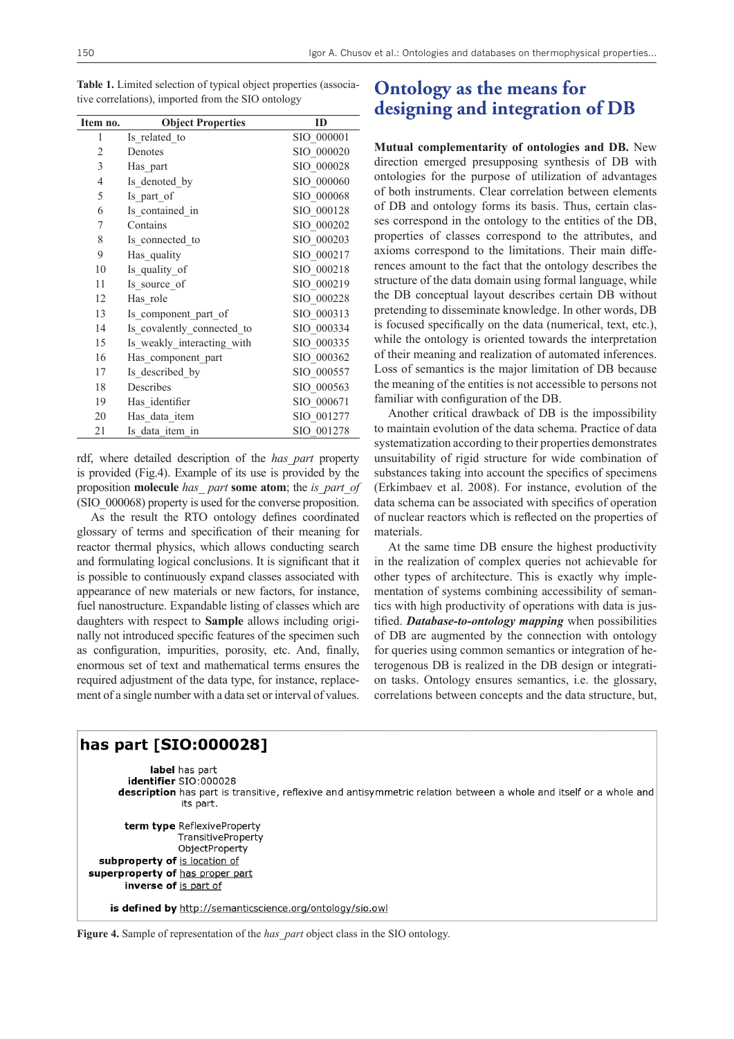**Table 1.** Limited selection of typical object properties (associative correlations), imported from the SIO ontology

| Item no. | Object Properties | ID |
|---|---|---|
| 1 | Is_related_to | SIO_000001 |
| 2 | Denotes | SIO_000020 |
| 3 | Has_part | SIO_000028 |
| 4 | Is_denoted_by | SIO_000060 |
| 5 | Is_part_of | SIO_000068 |
| 6 | Is_contained_in | SIO_000128 |
| 7 | Contains | SIO_000202 |
| 8 | Is_connected_to | SIO_000203 |
| 9 | Has_quality | SIO_000217 |
| 10 | Is_quality_of | SIO_000218 |
| 11 | Is_source_of | SIO_000219 |
| 12 | Has_role | SIO_000228 |
| 13 | Is_component_part_of | SIO_000313 |
| 14 | Is_covalently_connected_to | SIO_000334 |
| 15 | Is_weakly_interacting_with | SIO_000335 |
| 16 | Has_component_part | SIO_000362 |
| 17 | Is_described_by | SIO_000557 |
| 18 | Describes | SIO_000563 |
| 19 | Has_identifier | SIO_000671 |
| 20 | Has_data_item | SIO_001277 |
| 21 | Is_data_item_in | SIO_001278 |

rdf, where detailed description of the *has_part* property is provided (Fig.4). Example of its use is provided by the proposition **molecule** *has_ part* **some atom**; the *is_part_of* (SIO_000068) property is used for the converse proposition.

As the result the RTO ontology defines coordinated glossary of terms and specification of their meaning for reactor thermal physics, which allows conducting search and formulating logical conclusions. It is significant that it is possible to continuously expand classes associated with appearance of new materials or new factors, for instance, fuel nanostructure. Expandable listing of classes which are daughters with respect to **Sample** allows including originally not introduced specific features of the specimen such as configuration, impurities, porosity, etc. And, finally, enormous set of text and mathematical terms ensures the required adjustment of the data type, for instance, replacement of a single number with a data set or interval of values.

# Ontology as the means for designing and integration of DB

**Mutual complementarity of ontologies and DB.** New direction emerged presupposing synthesis of DB with ontologies for the purpose of utilization of advantages of both instruments. Clear correlation between elements of DB and ontology forms its basis. Thus, certain classes correspond in the ontology to the entities of the DB, properties of classes correspond to the attributes, and axioms correspond to the limitations. Their main differences amount to the fact that the ontology describes the structure of the data domain using formal language, while the DB conceptual layout describes certain DB without pretending to disseminate knowledge. In other words, DB is focused specifically on the data (numerical, text, etc.), while the ontology is oriented towards the interpretation of their meaning and realization of automated inferences. Loss of semantics is the major limitation of DB because the meaning of the entities is not accessible to persons not familiar with configuration of the DB.

Another critical drawback of DB is the impossibility to maintain evolution of the data schema. Practice of data systematization according to their properties demonstrates unsuitability of rigid structure for wide combination of substances taking into account the specifics of specimens (Erkimbaev et al. 2008). For instance, evolution of the data schema can be associated with specifics of operation of nuclear reactors which is reflected on the properties of materials.

At the same time DB ensure the highest productivity in the realization of complex queries not achievable for other types of architecture. This is exactly why implementation of systems combining accessibility of semantics with high productivity of operations with data is justified. ***Database-to-ontology mapping*** when possibilities of DB are augmented by the connection with ontology for queries using common semantics or integration of heterogeneous DB is realized in the DB design or integration tasks. Ontology ensures semantics, i.e. the glossary, correlations between concepts and the data structure, but,

**has part [SIO:000028]**

**label** has part
**identifier** SIO:000028
**description** has part is transitive, reflexive and antisymmetric relation between a whole and itself or a whole and its part.

**term type** ReflexiveProperty
TransitiveProperty
ObjectProperty
**subproperty of** is location of
**superproperty of** has proper part
**inverse of** is part of

**is defined by** http://semanticscience.org/ontology/sio.owl

**Figure 4.** Sample of representation of the *has_part* object class in the SIO ontology.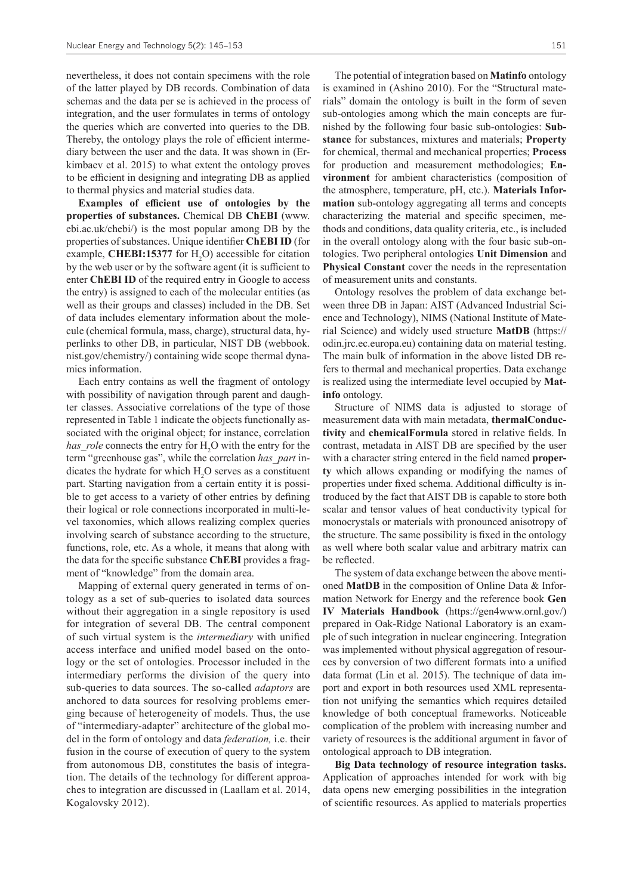nevertheless, it does not contain specimens with the role of the latter played by DB records. Combination of data schemas and the data per se is achieved in the process of integration, and the user formulates in terms of ontology the queries which are converted into queries to the DB. Thereby, the ontology plays the role of efficient intermediary between the user and the data. It was shown in (Erkimbaev et al. 2015) to what extent the ontology proves to be efficient in designing and integrating DB as applied to thermal physics and material studies data.

**Examples of efficient use of ontologies by the properties of substances.** Chemical DB **ChEBI** (www.ebi.ac.uk/chebi/) is the most popular among DB by the properties of substances. Unique identifier **ChEBI ID** (for example, **CHEBI:15377** for $H_2O$) accessible for citation by the web user or by the software agent (it is sufficient to enter **ChEBI ID** of the required entry in Google to access the entry) is assigned to each of the molecular entities (as well as their groups and classes) included in the DB. Set of data includes elementary information about the molecule (chemical formula, mass, charge), structural data, hyperlinks to other DB, in particular, NIST DB (webbook.nist.gov/chemistry/) containing wide scope thermal dynamics information.

Each entry contains as well the fragment of ontology with possibility of navigation through parent and daughter classes. Associative correlations of the type of those represented in Table 1 indicate the objects functionally associated with the original object; for instance, correlation *has_role* connects the entry for $H_2O$ with the entry for the term "greenhouse gas", while the correlation *has_part* indicates the hydrate for which $H_2O$ serves as a constituent part. Starting navigation from a certain entity it is possible to get access to a variety of other entries by defining their logical or role connections incorporated in multi-level taxonomies, which allows realizing complex queries involving search of substance according to the structure, functions, role, etc. As a whole, it means that along with the data for the specific substance **ChEBI** provides a fragment of "knowledge" from the domain area.

Mapping of external query generated in terms of ontology as a set of sub-queries to isolated data sources without their aggregation in a single repository is used for integration of several DB. The central component of such virtual system is the *intermediary* with unified access interface and unified model based on the ontology or the set of ontologies. Processor included in the intermediary performs the division of the query into sub-queries to data sources. The so-called *adaptors* are anchored to data sources for resolving problems emerging because of heterogeneity of models. Thus, the use of "intermediary-adapter" architecture of the global model in the form of ontology and data *federation,* i.e. their fusion in the course of execution of query to the system from autonomous DB, constitutes the basis of integration. The details of the technology for different approaches to integration are discussed in (Laallam et al. 2014, Kogalovsky 2012).

The potential of integration based on **Matinfo** ontology is examined in (Ashino 2010). For the "Structural materials" domain the ontology is built in the form of seven sub-ontologies among which the main concepts are furnished by the following four basic sub-ontologies: **Substance** for substances, mixtures and materials; **Property** for chemical, thermal and mechanical properties; **Process** for production and measurement methodologies; **Environment** for ambient characteristics (composition of the atmosphere, temperature, pH, etc.). **Materials Information** sub-ontology aggregating all terms and concepts characterizing the material and specific specimen, methods and conditions, data quality criteria, etc., is included in the overall ontology along with the four basic sub-ontologies. Two peripheral ontologies **Unit Dimension** and **Physical Constant** cover the needs in the representation of measurement units and constants.

Ontology resolves the problem of data exchange between three DB in Japan: AIST (Advanced Industrial Science and Technology), NIMS (National Institute of Material Science) and widely used structure **MatDB** (https://odin.jrc.ec.europa.eu) containing data on material testing. The main bulk of information in the above listed DB refers to thermal and mechanical properties. Data exchange is realized using the intermediate level occupied by **Matinfo** ontology.

Structure of NIMS data is adjusted to storage of measurement data with main metadata, **thermalConductivity** and **chemicalFormula** stored in relative fields. In contrast, metadata in AIST DB are specified by the user with a character string entered in the field named **property** which allows expanding or modifying the names of properties under fixed schema. Additional difficulty is introduced by the fact that AIST DB is capable to store both scalar and tensor values of heat conductivity typical for monocrystals or materials with pronounced anisotropy of the structure. The same possibility is fixed in the ontology as well where both scalar value and arbitrary matrix can be reflected.

The system of data exchange between the above mentioned **MatDB** in the composition of Online Data & Information Network for Energy and the reference book **Gen IV Materials Handbook** (https://gen4www.ornl.gov/) prepared in Oak-Ridge National Laboratory is an example of such integration in nuclear engineering. Integration was implemented without physical aggregation of resources by conversion of two different formats into a unified data format (Lin et al. 2015). The technique of data import and export in both resources used XML representation not unifying the semantics which requires detailed knowledge of both conceptual frameworks. Noticeable complication of the problem with increasing number and variety of resources is the additional argument in favor of ontological approach to DB integration.

**Big Data technology of resource integration tasks.** Application of approaches intended for work with big data opens new emerging possibilities in the integration of scientific resources. As applied to materials properties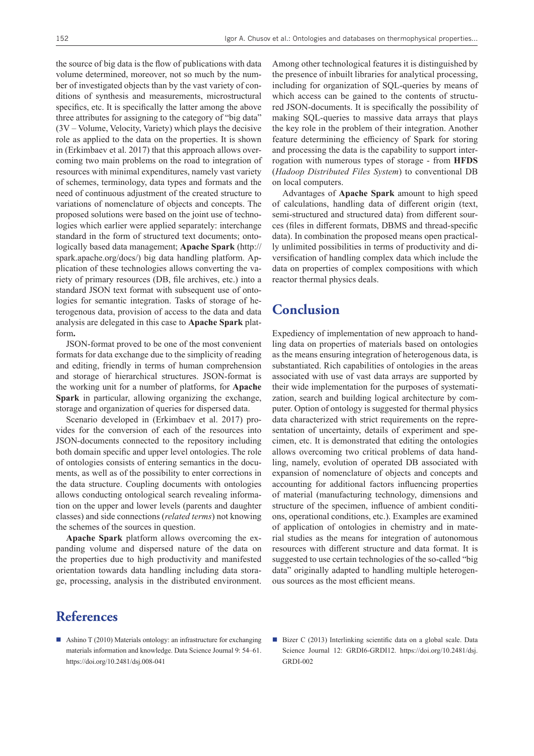the source of big data is the flow of publications with data volume determined, moreover, not so much by the number of investigated objects than by the vast variety of conditions of synthesis and measurements, microstructural specifics, etc. It is specifically the latter among the above three attributes for assigning to the category of "big data" (3V – Volume, Velocity, Variety) which plays the decisive role as applied to the data on the properties. It is shown in (Erkimbaev et al. 2017) that this approach allows overcoming two main problems on the road to integration of resources with minimal expenditures, namely vast variety of schemes, terminology, data types and formats and the need of continuous adjustment of the created structure to variations of nomenclature of objects and concepts. The proposed solutions were based on the joint use of technologies which earlier were applied separately: interchange standard in the form of structured text documents; ontologically based data management; **Apache Spark** (http://spark.apache.org/docs/) big data handling platform. Application of these technologies allows converting the variety of primary resources (DB, file archives, etc.) into a standard JSON text format with subsequent use of ontologies for semantic integration. Tasks of storage of heterogenous data, provision of access to the data and data analysis are delegated in this case to **Apache Spark** platform**.**

JSON-format proved to be one of the most convenient formats for data exchange due to the simplicity of reading and editing, friendly in terms of human comprehension and storage of hierarchical structures. JSON-format is the working unit for a number of platforms, for **Apache Spark** in particular, allowing the exchange, storage and organization of queries for dispersed data.

Scenario developed in (Erkimbaev et al. 2017) provides for the conversion of each of the resources into JSON-documents connected to the repository including both domain specific and upper level ontologies. The role of ontologies consists of entering semantics in the documents, as well as of the possibility to enter corrections in the data structure. Coupling documents with ontologies allows conducting ontological search revealing information on the upper and lower levels (parents and daughter classes) and side connections (*related terms*) not knowing the schemes of the sources in question.

**Apache Spark** platform allows overcoming the expanding volume and dispersed nature of the data on the properties due to high productivity and manifested orientation towards data handling including data storage, processing, analysis in the distributed environment. Among other technological features it is distinguished by the presence of inbuilt libraries for analytical processing, including for organization of SQL-queries by means of which access can be gained to the contents of structured JSON-documents. It is specifically the possibility of making SQL-queries to massive data arrays that plays the key role in the problem of their integration. Another feature determining the efficiency of Spark for storing and processing the data is the capability to support interrogation with numerous types of storage - from **HFDS** (*Hadoop Distributed Files System*) to conventional DB on local computers.

Advantages of **Apache Spark** amount to high speed of calculations, handling data of different origin (text, semi-structured and structured data) from different sources (files in different formats, DBMS and thread-specific data). In combination the proposed means open practically unlimited possibilities in terms of productivity and diversification of handling complex data which include the data on properties of complex compositions with which reactor thermal physics deals.

# Conclusion

Expediency of implementation of new approach to handling data on properties of materials based on ontologies as the means ensuring integration of heterogenous data, is substantiated. Rich capabilities of ontologies in the areas associated with use of vast data arrays are supported by their wide implementation for the purposes of systematization, search and building logical architecture by computer. Option of ontology is suggested for thermal physics data characterized with strict requirements on the representation of uncertainty, details of experiment and specimen, etc. It is demonstrated that editing the ontologies allows overcoming two critical problems of data handling, namely, evolution of operated DB associated with expansion of nomenclature of objects and concepts and accounting for additional factors influencing properties of material (manufacturing technology, dimensions and structure of the specimen, influence of ambient conditions, operational conditions, etc.). Examples are examined of application of ontologies in chemistry and in material studies as the means for integration of autonomous resources with different structure and data format. It is suggested to use certain technologies of the so-called "big data" originally adapted to handling multiple heterogenous sources as the most efficient means.

# References

- Ashino T (2010) Materials ontology: an infrastructure for exchanging materials information and knowledge. Data Science Journal 9: 54–61. https://doi.org/10.2481/dsj.008-041
- Bizer C (2013) Interlinking scientific data on a global scale. Data Science Journal 12: GRDI6-GRDI12. https://doi.org/10.2481/dsj.GRDI-002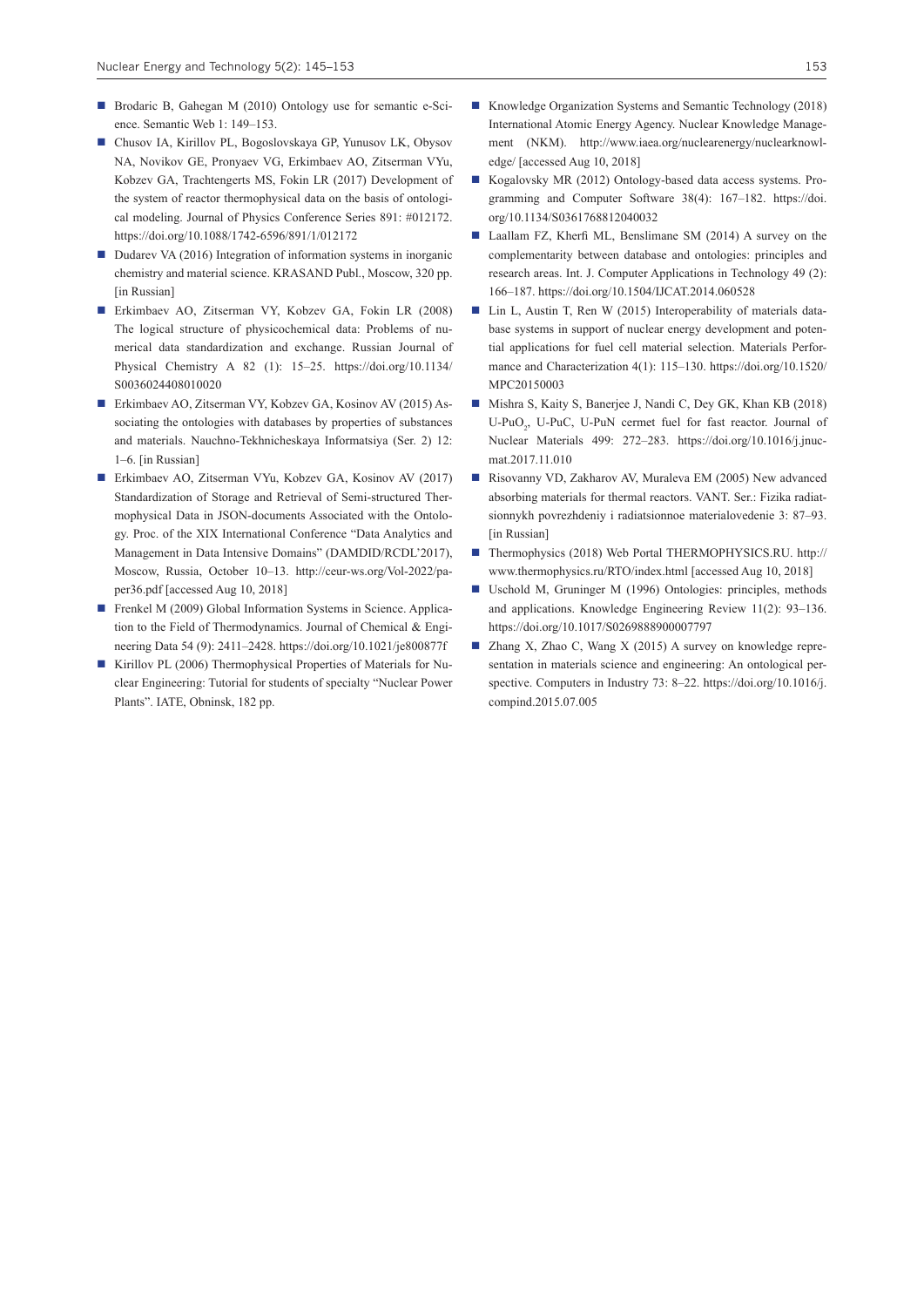- Brodaric B, Gahegan M (2010) Ontology use for semantic e-Science. Semantic Web 1: 149–153.
- Chusov IA, Kirillov PL, Bogoslovskaya GP, Yunusov LK, Obysov NA, Novikov GE, Pronyaev VG, Erkimbaev AO, Zitserman VYu, Kobzev GA, Trachtengerts MS, Fokin LR (2017) Development of the system of reactor thermophysical data on the basis of ontological modeling. Journal of Physics Conference Series 891: #012172. https://doi.org/10.1088/1742-6596/891/1/012172
- Dudarev VA (2016) Integration of information systems in inorganic chemistry and material science. KRASAND Publ., Moscow, 320 pp. [in Russian]
- Erkimbaev AO, Zitserman VY, Kobzev GA, Fokin LR (2008) The logical structure of physicochemical data: Problems of numerical data standardization and exchange. Russian Journal of Physical Chemistry A 82 (1): 15–25. https://doi.org/10.1134/S0036024408010020
- Erkimbaev AO, Zitserman VY, Kobzev GA, Kosinov AV (2015) Associating the ontologies with databases by properties of substances and materials. Nauchno-Tekhnicheskaya Informatsiya (Ser. 2) 12: 1–6. [in Russian]
- Erkimbaev AO, Zitserman VYu, Kobzev GA, Kosinov AV (2017) Standardization of Storage and Retrieval of Semi-structured Thermophysical Data in JSON-documents Associated with the Ontology. Proc. of the XIX International Conference "Data Analytics and Management in Data Intensive Domains" (DAMDID/RCDL'2017), Moscow, Russia, October 10–13. http://ceur-ws.org/Vol-2022/paper36.pdf [accessed Aug 10, 2018]
- Frenkel M (2009) Global Information Systems in Science. Application to the Field of Thermodynamics. Journal of Chemical & Engineering Data 54 (9): 2411–2428. https://doi.org/10.1021/je800877f
- Kirillov PL (2006) Thermophysical Properties of Materials for Nuclear Engineering: Tutorial for students of specialty "Nuclear Power Plants". IATE, Obninsk, 182 pp.
- Knowledge Organization Systems and Semantic Technology (2018) International Atomic Energy Agency. Nuclear Knowledge Management (NKM). http://www.iaea.org/nuclearenergy/nuclearknowledge/ [accessed Aug 10, 2018]
- Kogalovsky MR (2012) Ontology-based data access systems. Programming and Computer Software 38(4): 167–182. https://doi.org/10.1134/S0361768812040032
- Laallam FZ, Kherfi ML, Benslimane SM (2014) A survey on the complementarity between database and ontologies: principles and research areas. Int. J. Computer Applications in Technology 49 (2): 166–187. https://doi.org/10.1504/IJCAT.2014.060528
- Lin L, Austin T, Ren W (2015) Interoperability of materials database systems in support of nuclear energy development and potential applications for fuel cell material selection. Materials Performance and Characterization 4(1): 115–130. https://doi.org/10.1520/MPC20150003
- Mishra S, Kaity S, Banerjee J, Nandi C, Dey GK, Khan KB (2018) U-$PuO_2$, U-PuC, U-PuN cermet fuel for fast reactor. Journal of Nuclear Materials 499: 272–283. https://doi.org/10.1016/j.jnucmat.2017.11.010
- Risovanny VD, Zakharov AV, Muraleva EM (2005) New advanced absorbing materials for thermal reactors. VANT. Ser.: Fizika radiatsionnykh povrezhdeniy i radiatsionnoe materialovedenie 3: 87–93. [in Russian]
- Thermophysics (2018) Web Portal THERMOPHYSICS.RU. http://www.thermophysics.ru/RTO/index.html [accessed Aug 10, 2018]
- Uschold M, Gruninger M (1996) Ontologies: principles, methods and applications. Knowledge Engineering Review 11(2): 93–136. https://doi.org/10.1017/S0269888900007797
- Zhang X, Zhao C, Wang X (2015) A survey on knowledge representation in materials science and engineering: An ontological perspective. Computers in Industry 73: 8–22. https://doi.org/10.1016/j.compind.2015.07.005